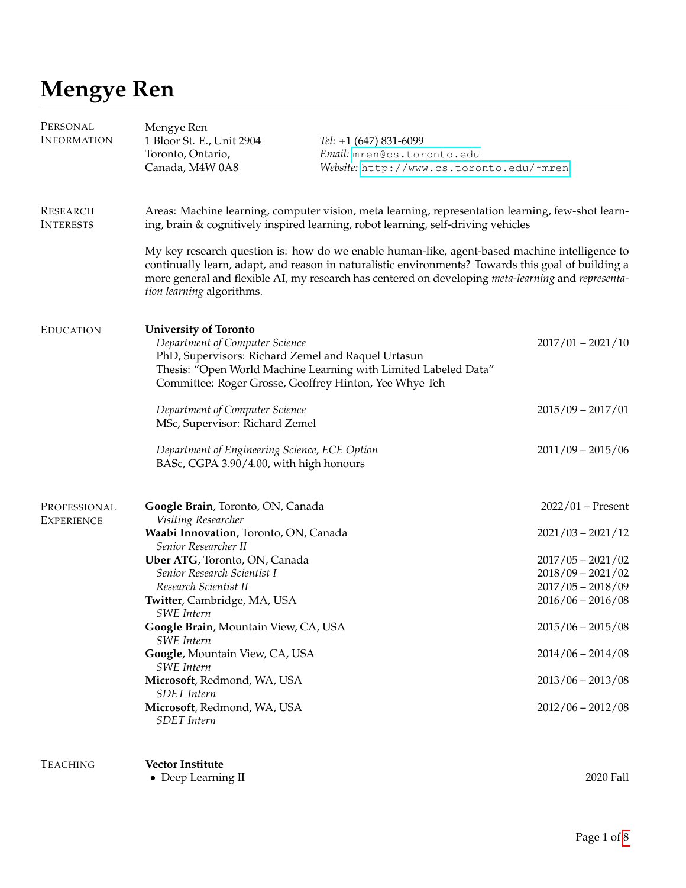# Mengye Ren

## Personal Information

Mengye Ren
1 Bloor St. E., Unit 2904
Toronto, Ontario,
Canada, M4W 0A8

*Tel:* +1 (647) 831-6099
*Email:* mren@cs.toronto.edu
*Website:* http://www.cs.toronto.edu/~mren

## Research Interests

Areas: Machine learning, computer vision, meta learning, representation learning, few-shot learning, brain & cognitively inspired learning, robot learning, self-driving vehicles

My key research question is: how do we enable human-like, agent-based machine intelligence to continually learn, adapt, and reason in naturalistic environments? Towards this goal of building a more general and flexible AI, my research has centered on developing *meta-learning* and *representation learning* algorithms.

## Education

**University of Toronto**

*Department of Computer Science* — 2017/01 – 2021/10
PhD, Supervisors: Richard Zemel and Raquel Urtasun
Thesis: "Open World Machine Learning with Limited Labeled Data"
Committee: Roger Grosse, Geoffrey Hinton, Yee Whye Teh

*Department of Computer Science* — 2015/09 – 2017/01
MSc, Supervisor: Richard Zemel

*Department of Engineering Science, ECE Option* — 2011/09 – 2015/06
BASc, CGPA 3.90/4.00, with high honours

## Professional Experience

**Google Brain**, Toronto, ON, Canada — 2022/01 – Present
*Visiting Researcher*

**Waabi Innovation**, Toronto, ON, Canada — 2021/03 – 2021/12
*Senior Researcher II*

**Uber ATG**, Toronto, ON, Canada — 2017/05 – 2021/02
*Senior Research Scientist I* — 2018/09 – 2021/02
*Research Scientist II* — 2017/05 – 2018/09

**Twitter**, Cambridge, MA, USA — 2016/06 – 2016/08
*SWE Intern*

**Google Brain**, Mountain View, CA, USA — 2015/06 – 2015/08
*SWE Intern*

**Google**, Mountain View, CA, USA — 2014/06 – 2014/08
*SWE Intern*

**Microsoft**, Redmond, WA, USA — 2013/06 – 2013/08
*SDET Intern*

**Microsoft**, Redmond, WA, USA — 2012/06 – 2012/08
*SDET Intern*

## Teaching

**Vector Institute**

- Deep Learning II — 2020 Fall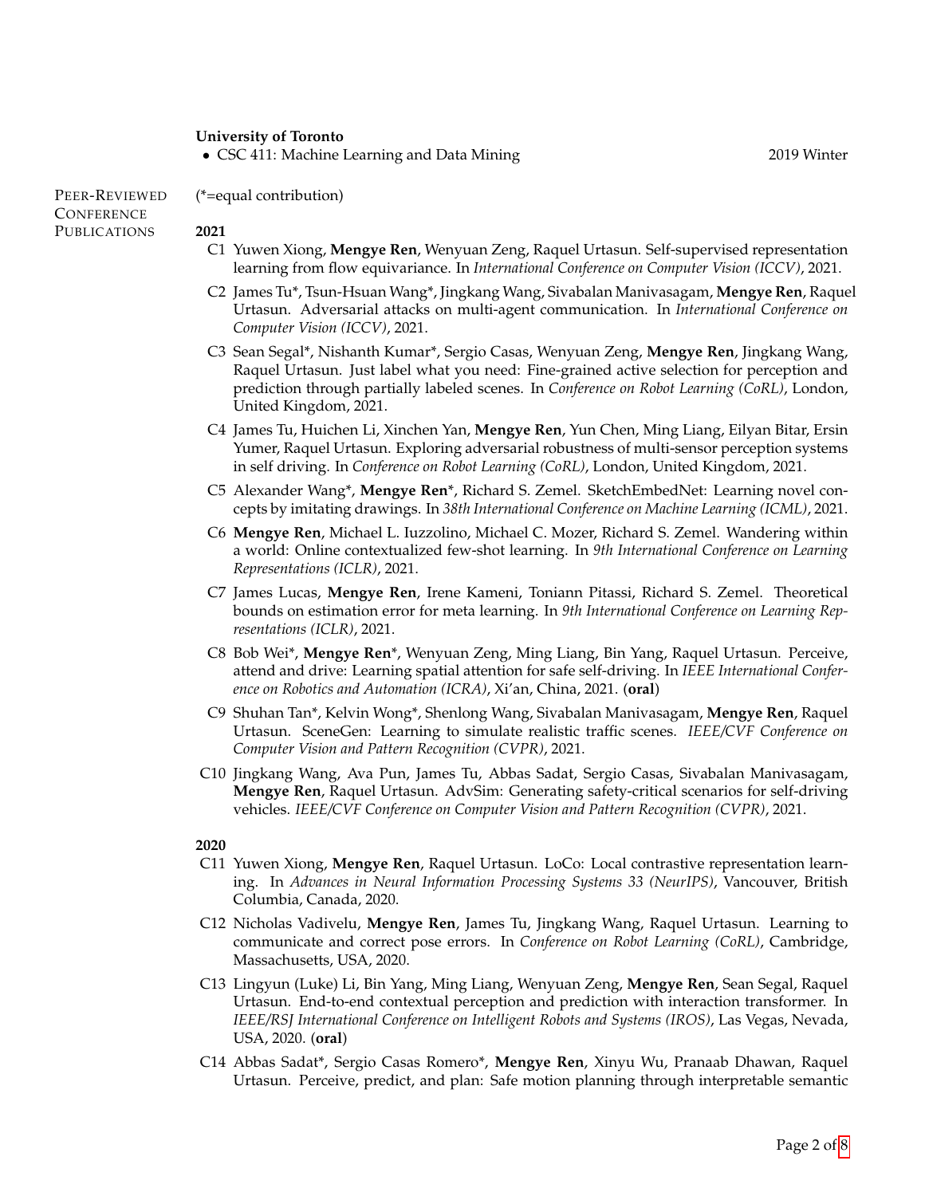**University of Toronto**

- CSC 411: Machine Learning and Data Mining — 2019 Winter

## Peer-Reviewed Conference Publications

(*=equal contribution)

**2021**

- C1 Yuwen Xiong, **Mengye Ren**, Wenyuan Zeng, Raquel Urtasun. Self-supervised representation learning from flow equivariance. In *International Conference on Computer Vision (ICCV)*, 2021.
- C2 James Tu*, Tsun-Hsuan Wang*, Jingkang Wang, Sivabalan Manivasagam, **Mengye Ren**, Raquel Urtasun. Adversarial attacks on multi-agent communication. In *International Conference on Computer Vision (ICCV)*, 2021.
- C3 Sean Segal*, Nishanth Kumar*, Sergio Casas, Wenyuan Zeng, **Mengye Ren**, Jingkang Wang, Raquel Urtasun. Just label what you need: Fine-grained active selection for perception and prediction through partially labeled scenes. In *Conference on Robot Learning (CoRL)*, London, United Kingdom, 2021.
- C4 James Tu, Huichen Li, Xinchen Yan, **Mengye Ren**, Yun Chen, Ming Liang, Eilyan Bitar, Ersin Yumer, Raquel Urtasun. Exploring adversarial robustness of multi-sensor perception systems in self driving. In *Conference on Robot Learning (CoRL)*, London, United Kingdom, 2021.
- C5 Alexander Wang*, **Mengye Ren***, Richard S. Zemel. SketchEmbedNet: Learning novel concepts by imitating drawings. In *38th International Conference on Machine Learning (ICML)*, 2021.
- C6 **Mengye Ren**, Michael L. Iuzzolino, Michael C. Mozer, Richard S. Zemel. Wandering within a world: Online contextualized few-shot learning. In *9th International Conference on Learning Representations (ICLR)*, 2021.
- C7 James Lucas, **Mengye Ren**, Irene Kameni, Toniann Pitassi, Richard S. Zemel. Theoretical bounds on estimation error for meta learning. In *9th International Conference on Learning Representations (ICLR)*, 2021.
- C8 Bob Wei*, **Mengye Ren***, Wenyuan Zeng, Ming Liang, Bin Yang, Raquel Urtasun. Perceive, attend and drive: Learning spatial attention for safe self-driving. In *IEEE International Conference on Robotics and Automation (ICRA)*, Xi'an, China, 2021. (**oral**)
- C9 Shuhan Tan*, Kelvin Wong*, Shenlong Wang, Sivabalan Manivasagam, **Mengye Ren**, Raquel Urtasun. SceneGen: Learning to simulate realistic traffic scenes. *IEEE/CVF Conference on Computer Vision and Pattern Recognition (CVPR)*, 2021.
- C10 Jingkang Wang, Ava Pun, James Tu, Abbas Sadat, Sergio Casas, Sivabalan Manivasagam, **Mengye Ren**, Raquel Urtasun. AdvSim: Generating safety-critical scenarios for self-driving vehicles. *IEEE/CVF Conference on Computer Vision and Pattern Recognition (CVPR)*, 2021.

**2020**

- C11 Yuwen Xiong, **Mengye Ren**, Raquel Urtasun. LoCo: Local contrastive representation learning. In *Advances in Neural Information Processing Systems 33 (NeurIPS)*, Vancouver, British Columbia, Canada, 2020.
- C12 Nicholas Vadivelu, **Mengye Ren**, James Tu, Jingkang Wang, Raquel Urtasun. Learning to communicate and correct pose errors. In *Conference on Robot Learning (CoRL)*, Cambridge, Massachusetts, USA, 2020.
- C13 Lingyun (Luke) Li, Bin Yang, Ming Liang, Wenyuan Zeng, **Mengye Ren**, Sean Segal, Raquel Urtasun. End-to-end contextual perception and prediction with interaction transformer. In *IEEE/RSJ International Conference on Intelligent Robots and Systems (IROS)*, Las Vegas, Nevada, USA, 2020. (**oral**)
- C14 Abbas Sadat*, Sergio Casas Romero*, **Mengye Ren**, Xinyu Wu, Pranaab Dhawan, Raquel Urtasun. Perceive, predict, and plan: Safe motion planning through interpretable semantic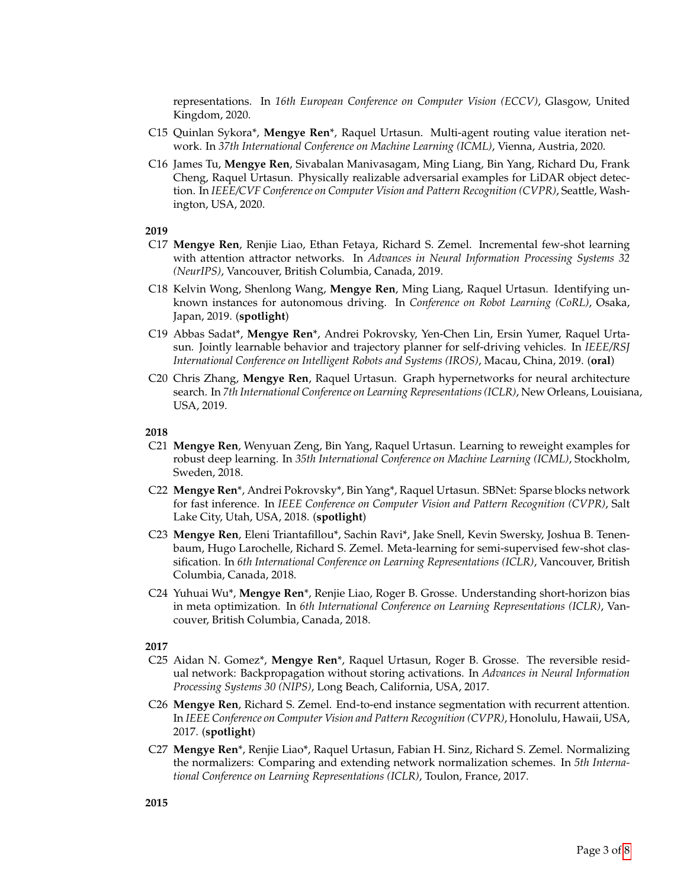representations. In *16th European Conference on Computer Vision (ECCV)*, Glasgow, United Kingdom, 2020.

C15 Quinlan Sykora*, **Mengye Ren***, Raquel Urtasun. Multi-agent routing value iteration network. In *37th International Conference on Machine Learning (ICML)*, Vienna, Austria, 2020.

C16 James Tu, **Mengye Ren**, Sivabalan Manivasagam, Ming Liang, Bin Yang, Richard Du, Frank Cheng, Raquel Urtasun. Physically realizable adversarial examples for LiDAR object detection. In *IEEE/CVF Conference on Computer Vision and Pattern Recognition (CVPR)*, Seattle, Washington, USA, 2020.

**2019**

C17 **Mengye Ren**, Renjie Liao, Ethan Fetaya, Richard S. Zemel. Incremental few-shot learning with attention attractor networks. In *Advances in Neural Information Processing Systems 32 (NeurIPS)*, Vancouver, British Columbia, Canada, 2019.

C18 Kelvin Wong, Shenlong Wang, **Mengye Ren**, Ming Liang, Raquel Urtasun. Identifying unknown instances for autonomous driving. In *Conference on Robot Learning (CoRL)*, Osaka, Japan, 2019. (**spotlight**)

C19 Abbas Sadat*, **Mengye Ren***, Andrei Pokrovsky, Yen-Chen Lin, Ersin Yumer, Raquel Urtasun. Jointly learnable behavior and trajectory planner for self-driving vehicles. In *IEEE/RSJ International Conference on Intelligent Robots and Systems (IROS)*, Macau, China, 2019. (**oral**)

C20 Chris Zhang, **Mengye Ren**, Raquel Urtasun. Graph hypernetworks for neural architecture search. In *7th International Conference on Learning Representations (ICLR)*, New Orleans, Louisiana, USA, 2019.

**2018**

C21 **Mengye Ren**, Wenyuan Zeng, Bin Yang, Raquel Urtasun. Learning to reweight examples for robust deep learning. In *35th International Conference on Machine Learning (ICML)*, Stockholm, Sweden, 2018.

C22 **Mengye Ren***, Andrei Pokrovsky*, Bin Yang*, Raquel Urtasun. SBNet: Sparse blocks network for fast inference. In *IEEE Conference on Computer Vision and Pattern Recognition (CVPR)*, Salt Lake City, Utah, USA, 2018. (**spotlight**)

C23 **Mengye Ren**, Eleni Triantafillou*, Sachin Ravi*, Jake Snell, Kevin Swersky, Joshua B. Tenenbaum, Hugo Larochelle, Richard S. Zemel. Meta-learning for semi-supervised few-shot classification. In *6th International Conference on Learning Representations (ICLR)*, Vancouver, British Columbia, Canada, 2018.

C24 Yuhuai Wu*, **Mengye Ren***, Renjie Liao, Roger B. Grosse. Understanding short-horizon bias in meta optimization. In *6th International Conference on Learning Representations (ICLR)*, Vancouver, British Columbia, Canada, 2018.

**2017**

C25 Aidan N. Gomez*, **Mengye Ren***, Raquel Urtasun, Roger B. Grosse. The reversible residual network: Backpropagation without storing activations. In *Advances in Neural Information Processing Systems 30 (NIPS)*, Long Beach, California, USA, 2017.

C26 **Mengye Ren**, Richard S. Zemel. End-to-end instance segmentation with recurrent attention. In *IEEE Conference on Computer Vision and Pattern Recognition (CVPR)*, Honolulu, Hawaii, USA, 2017. (**spotlight**)

C27 **Mengye Ren***, Renjie Liao*, Raquel Urtasun, Fabian H. Sinz, Richard S. Zemel. Normalizing the normalizers: Comparing and extending network normalization schemes. In *5th International Conference on Learning Representations (ICLR)*, Toulon, France, 2017.

**2015**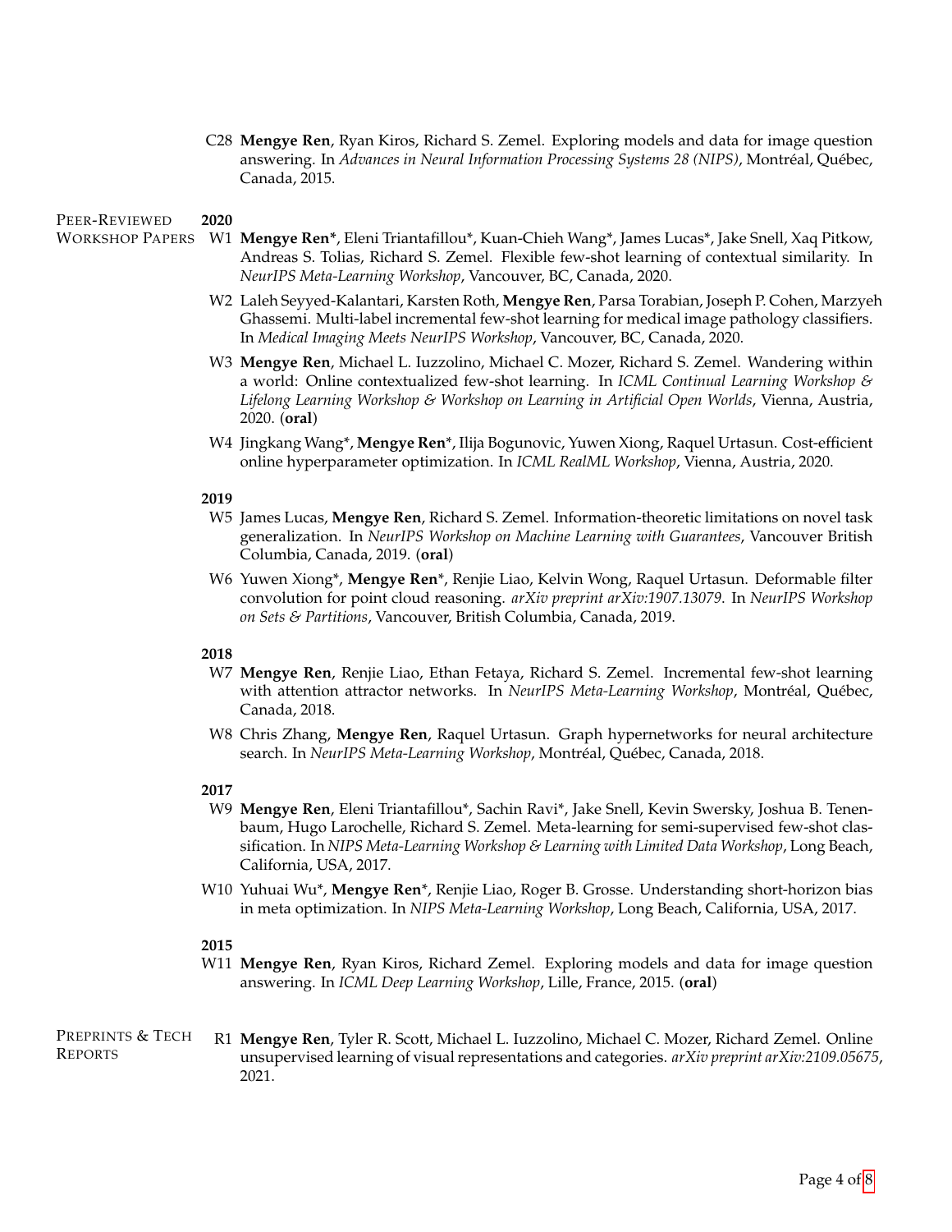C28 **Mengye Ren**, Ryan Kiros, Richard S. Zemel. Exploring models and data for image question answering. In *Advances in Neural Information Processing Systems 28 (NIPS)*, Montréal, Québec, Canada, 2015.

## Peer-Reviewed Workshop Papers

**2020**

W1 **Mengye Ren***, Eleni Triantafillou*, Kuan-Chieh Wang*, James Lucas*, Jake Snell, Xaq Pitkow, Andreas S. Tolias, Richard S. Zemel. Flexible few-shot learning of contextual similarity. In *NeurIPS Meta-Learning Workshop*, Vancouver, BC, Canada, 2020.

W2 Laleh Seyyed-Kalantari, Karsten Roth, **Mengye Ren**, Parsa Torabian, Joseph P. Cohen, Marzyeh Ghassemi. Multi-label incremental few-shot learning for medical image pathology classifiers. In *Medical Imaging Meets NeurIPS Workshop*, Vancouver, BC, Canada, 2020.

W3 **Mengye Ren**, Michael L. Iuzzolino, Michael C. Mozer, Richard S. Zemel. Wandering within a world: Online contextualized few-shot learning. In *ICML Continual Learning Workshop & Lifelong Learning Workshop & Workshop on Learning in Artificial Open Worlds*, Vienna, Austria, 2020. (**oral**)

W4 Jingkang Wang*, **Mengye Ren***, Ilija Bogunovic, Yuwen Xiong, Raquel Urtasun. Cost-efficient online hyperparameter optimization. In *ICML RealML Workshop*, Vienna, Austria, 2020.

**2019**

W5 James Lucas, **Mengye Ren**, Richard S. Zemel. Information-theoretic limitations on novel task generalization. In *NeurIPS Workshop on Machine Learning with Guarantees*, Vancouver British Columbia, Canada, 2019. (**oral**)

W6 Yuwen Xiong*, **Mengye Ren***, Renjie Liao, Kelvin Wong, Raquel Urtasun. Deformable filter convolution for point cloud reasoning. *arXiv preprint arXiv:1907.13079*. In *NeurIPS Workshop on Sets & Partitions*, Vancouver, British Columbia, Canada, 2019.

**2018**

W7 **Mengye Ren**, Renjie Liao, Ethan Fetaya, Richard S. Zemel. Incremental few-shot learning with attention attractor networks. In *NeurIPS Meta-Learning Workshop*, Montréal, Québec, Canada, 2018.

W8 Chris Zhang, **Mengye Ren**, Raquel Urtasun. Graph hypernetworks for neural architecture search. In *NeurIPS Meta-Learning Workshop*, Montréal, Québec, Canada, 2018.

**2017**

W9 **Mengye Ren**, Eleni Triantafillou*, Sachin Ravi*, Jake Snell, Kevin Swersky, Joshua B. Tenenbaum, Hugo Larochelle, Richard S. Zemel. Meta-learning for semi-supervised few-shot classification. In *NIPS Meta-Learning Workshop & Learning with Limited Data Workshop*, Long Beach, California, USA, 2017.

W10 Yuhuai Wu*, **Mengye Ren***, Renjie Liao, Roger B. Grosse. Understanding short-horizon bias in meta optimization. In *NIPS Meta-Learning Workshop*, Long Beach, California, USA, 2017.

**2015**

W11 **Mengye Ren**, Ryan Kiros, Richard Zemel. Exploring models and data for image question answering. In *ICML Deep Learning Workshop*, Lille, France, 2015. (**oral**)

## Preprints & Tech Reports

R1 **Mengye Ren**, Tyler R. Scott, Michael L. Iuzzolino, Michael C. Mozer, Richard Zemel. Online unsupervised learning of visual representations and categories. *arXiv preprint arXiv:2109.05675*, 2021.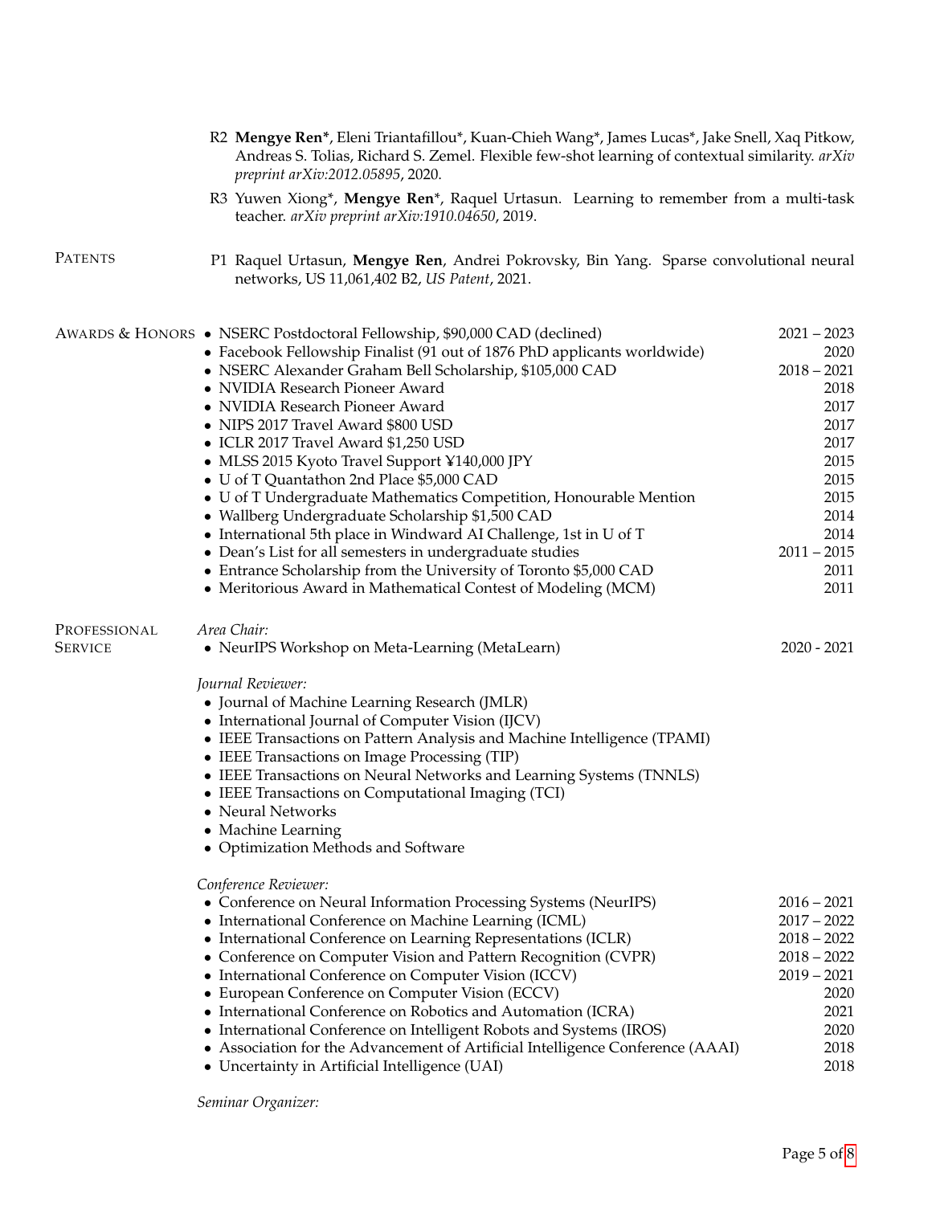R2 **Mengye Ren***, Eleni Triantafillou*, Kuan-Chieh Wang*, James Lucas*, Jake Snell, Xaq Pitkow, Andreas S. Tolias, Richard S. Zemel. Flexible few-shot learning of contextual similarity. *arXiv preprint arXiv:2012.05895*, 2020.

R3 Yuwen Xiong*, **Mengye Ren***, Raquel Urtasun. Learning to remember from a multi-task teacher. *arXiv preprint arXiv:1910.04650*, 2019.

## Patents

P1 Raquel Urtasun, **Mengye Ren**, Andrei Pokrovsky, Bin Yang. Sparse convolutional neural networks, US 11,061,402 B2, *US Patent*, 2021.

## Awards & Honors

- NSERC Postdoctoral Fellowship, $90,000 CAD (declined) — 2021 – 2023
- Facebook Fellowship Finalist (91 out of 1876 PhD applicants worldwide) — 2020
- NSERC Alexander Graham Bell Scholarship, $105,000 CAD — 2018 – 2021
- NVIDIA Research Pioneer Award — 2018
- NVIDIA Research Pioneer Award — 2017
- NIPS 2017 Travel Award $800 USD — 2017
- ICLR 2017 Travel Award $1,250 USD — 2017
- MLSS 2015 Kyoto Travel Support ¥140,000 JPY — 2015
- U of T Quantathon 2nd Place $5,000 CAD — 2015
- U of T Undergraduate Mathematics Competition, Honourable Mention — 2015
- Wallberg Undergraduate Scholarship $1,500 CAD — 2014
- International 5th place in Windward AI Challenge, 1st in U of T — 2014
- Dean's List for all semesters in undergraduate studies — 2011 – 2015
- Entrance Scholarship from the University of Toronto $5,000 CAD — 2011
- Meritorious Award in Mathematical Contest of Modeling (MCM) — 2011

## Professional Service

*Area Chair:*

- NeurIPS Workshop on Meta-Learning (MetaLearn) — 2020 - 2021

*Journal Reviewer:*

- Journal of Machine Learning Research (JMLR)
- International Journal of Computer Vision (IJCV)
- IEEE Transactions on Pattern Analysis and Machine Intelligence (TPAMI)
- IEEE Transactions on Image Processing (TIP)
- IEEE Transactions on Neural Networks and Learning Systems (TNNLS)
- IEEE Transactions on Computational Imaging (TCI)
- Neural Networks
- Machine Learning
- Optimization Methods and Software

*Conference Reviewer:*

- Conference on Neural Information Processing Systems (NeurIPS) — 2016 – 2021
- International Conference on Machine Learning (ICML) — 2017 – 2022
- International Conference on Learning Representations (ICLR) — 2018 – 2022
- Conference on Computer Vision and Pattern Recognition (CVPR) — 2018 – 2022
- International Conference on Computer Vision (ICCV) — 2019 – 2021
- European Conference on Computer Vision (ECCV) — 2020
- International Conference on Robotics and Automation (ICRA) — 2021
- International Conference on Intelligent Robots and Systems (IROS) — 2020
- Association for the Advancement of Artificial Intelligence Conference (AAAI) — 2018
- Uncertainty in Artificial Intelligence (UAI) — 2018

*Seminar Organizer:*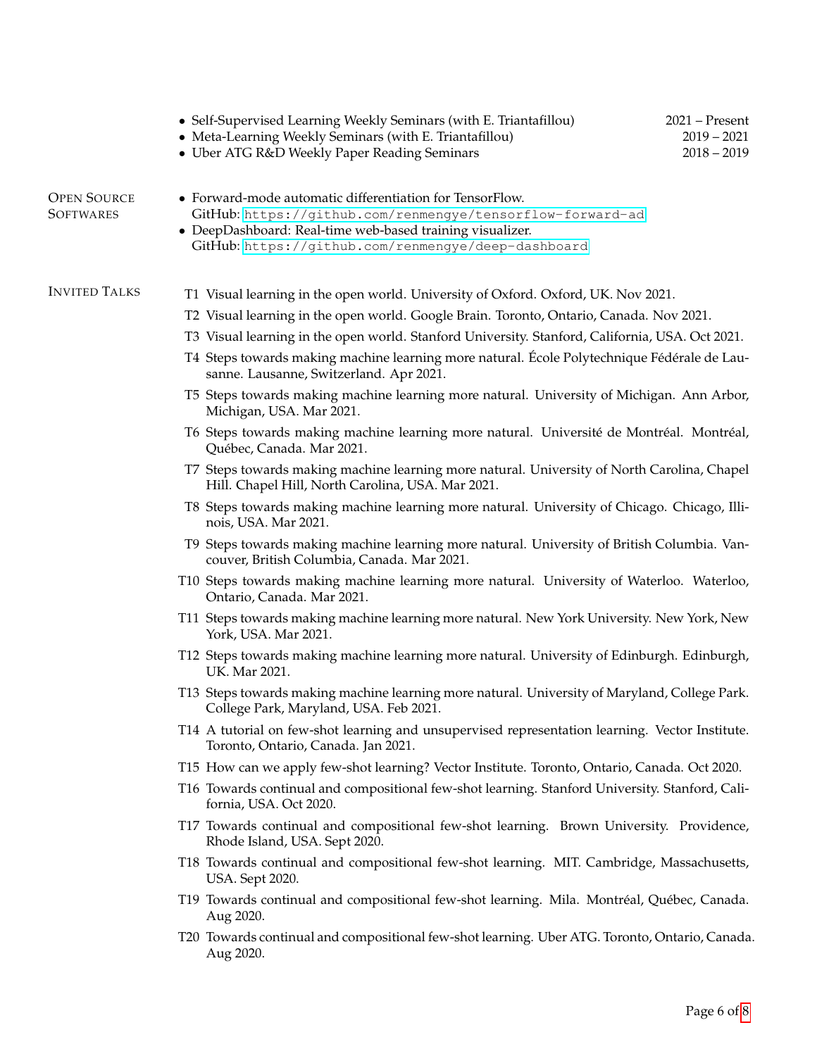- Self-Supervised Learning Weekly Seminars (with E. Triantafillou) 2021 – Present
- Meta-Learning Weekly Seminars (with E. Triantafillou) 2019 – 2021
- Uber ATG R&D Weekly Paper Reading Seminars 2018 – 2019

## Open Source Softwares

- Forward-mode automatic differentiation for TensorFlow.
  GitHub: https://github.com/renmengye/tensorflow-forward-ad
- DeepDashboard: Real-time web-based training visualizer.
  GitHub: https://github.com/renmengye/deep-dashboard

## Invited Talks

T1 Visual learning in the open world. University of Oxford. Oxford, UK. Nov 2021.

T2 Visual learning in the open world. Google Brain. Toronto, Ontario, Canada. Nov 2021.

T3 Visual learning in the open world. Stanford University. Stanford, California, USA. Oct 2021.

T4 Steps towards making machine learning more natural. École Polytechnique Fédérale de Lausanne. Lausanne, Switzerland. Apr 2021.

T5 Steps towards making machine learning more natural. University of Michigan. Ann Arbor, Michigan, USA. Mar 2021.

T6 Steps towards making machine learning more natural. Université de Montréal. Montréal, Québec, Canada. Mar 2021.

T7 Steps towards making machine learning more natural. University of North Carolina, Chapel Hill. Chapel Hill, North Carolina, USA. Mar 2021.

T8 Steps towards making machine learning more natural. University of Chicago. Chicago, Illinois, USA. Mar 2021.

T9 Steps towards making machine learning more natural. University of British Columbia. Vancouver, British Columbia, Canada. Mar 2021.

T10 Steps towards making machine learning more natural. University of Waterloo. Waterloo, Ontario, Canada. Mar 2021.

T11 Steps towards making machine learning more natural. New York University. New York, New York, USA. Mar 2021.

T12 Steps towards making machine learning more natural. University of Edinburgh. Edinburgh, UK. Mar 2021.

T13 Steps towards making machine learning more natural. University of Maryland, College Park. College Park, Maryland, USA. Feb 2021.

T14 A tutorial on few-shot learning and unsupervised representation learning. Vector Institute. Toronto, Ontario, Canada. Jan 2021.

T15 How can we apply few-shot learning? Vector Institute. Toronto, Ontario, Canada. Oct 2020.

T16 Towards continual and compositional few-shot learning. Stanford University. Stanford, California, USA. Oct 2020.

T17 Towards continual and compositional few-shot learning. Brown University. Providence, Rhode Island, USA. Sept 2020.

T18 Towards continual and compositional few-shot learning. MIT. Cambridge, Massachusetts, USA. Sept 2020.

T19 Towards continual and compositional few-shot learning. Mila. Montréal, Québec, Canada. Aug 2020.

T20 Towards continual and compositional few-shot learning. Uber ATG. Toronto, Ontario, Canada. Aug 2020.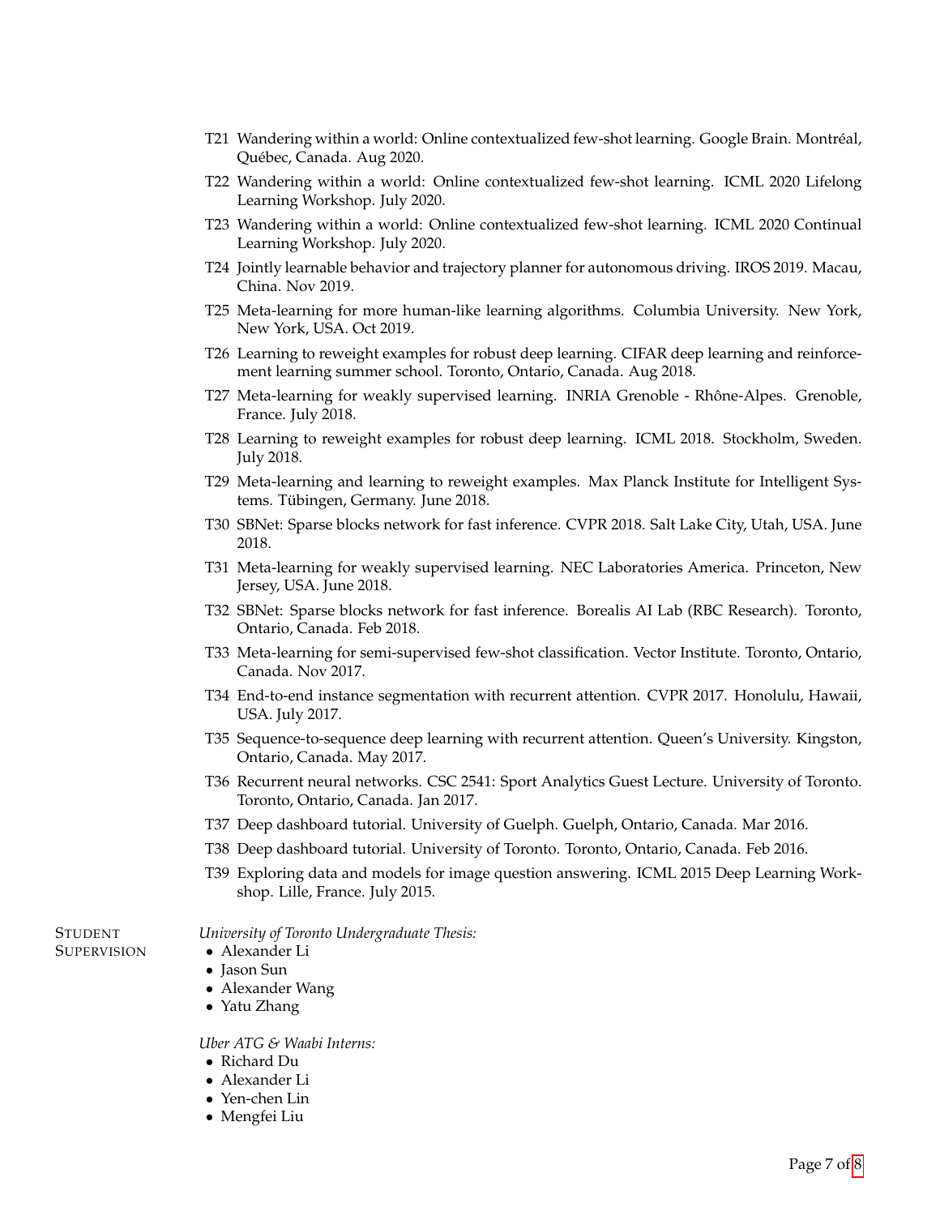- T21 Wandering within a world: Online contextualized few-shot learning. Google Brain. Montréal, Québec, Canada. Aug 2020.
- T22 Wandering within a world: Online contextualized few-shot learning. ICML 2020 Lifelong Learning Workshop. July 2020.
- T23 Wandering within a world: Online contextualized few-shot learning. ICML 2020 Continual Learning Workshop. July 2020.
- T24 Jointly learnable behavior and trajectory planner for autonomous driving. IROS 2019. Macau, China. Nov 2019.
- T25 Meta-learning for more human-like learning algorithms. Columbia University. New York, New York, USA. Oct 2019.
- T26 Learning to reweight examples for robust deep learning. CIFAR deep learning and reinforcement learning summer school. Toronto, Ontario, Canada. Aug 2018.
- T27 Meta-learning for weakly supervised learning. INRIA Grenoble - Rhône-Alpes. Grenoble, France. July 2018.
- T28 Learning to reweight examples for robust deep learning. ICML 2018. Stockholm, Sweden. July 2018.
- T29 Meta-learning and learning to reweight examples. Max Planck Institute for Intelligent Systems. Tübingen, Germany. June 2018.
- T30 SBNet: Sparse blocks network for fast inference. CVPR 2018. Salt Lake City, Utah, USA. June 2018.
- T31 Meta-learning for weakly supervised learning. NEC Laboratories America. Princeton, New Jersey, USA. June 2018.
- T32 SBNet: Sparse blocks network for fast inference. Borealis AI Lab (RBC Research). Toronto, Ontario, Canada. Feb 2018.
- T33 Meta-learning for semi-supervised few-shot classification. Vector Institute. Toronto, Ontario, Canada. Nov 2017.
- T34 End-to-end instance segmentation with recurrent attention. CVPR 2017. Honolulu, Hawaii, USA. July 2017.
- T35 Sequence-to-sequence deep learning with recurrent attention. Queen's University. Kingston, Ontario, Canada. May 2017.
- T36 Recurrent neural networks. CSC 2541: Sport Analytics Guest Lecture. University of Toronto. Toronto, Ontario, Canada. Jan 2017.
- T37 Deep dashboard tutorial. University of Guelph. Guelph, Ontario, Canada. Mar 2016.
- T38 Deep dashboard tutorial. University of Toronto. Toronto, Ontario, Canada. Feb 2016.
- T39 Exploring data and models for image question answering. ICML 2015 Deep Learning Workshop. Lille, France. July 2015.

## Student Supervision

*University of Toronto Undergraduate Thesis:*

- Alexander Li
- Jason Sun
- Alexander Wang
- Yatu Zhang

*Uber ATG & Waabi Interns:*

- Richard Du
- Alexander Li
- Yen-chen Lin
- Mengfei Liu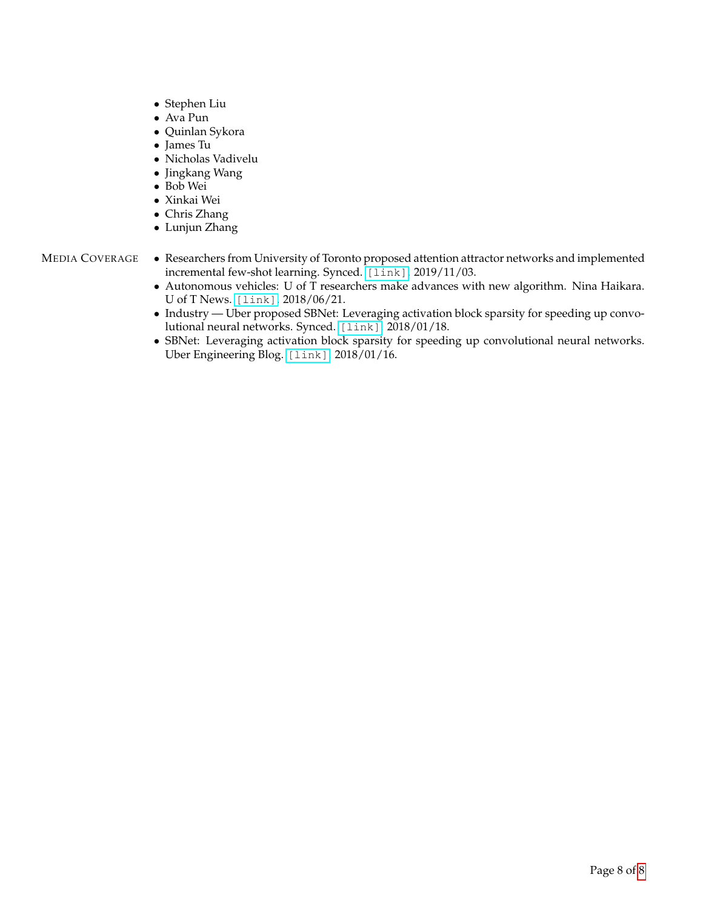- Stephen Liu
- Ava Pun
- Quinlan Sykora
- James Tu
- Nicholas Vadivelu
- Jingkang Wang
- Bob Wei
- Xinkai Wei
- Chris Zhang
- Lunjun Zhang

## Media Coverage

- Researchers from University of Toronto proposed attention attractor networks and implemented incremental few-shot learning. Synced. [link]. 2019/11/03.
- Autonomous vehicles: U of T researchers make advances with new algorithm. Nina Haikara. U of T News. [link]. 2018/06/21.
- Industry — Uber proposed SBNet: Leveraging activation block sparsity for speeding up convolutional neural networks. Synced. [link]. 2018/01/18.
- SBNet: Leveraging activation block sparsity for speeding up convolutional neural networks. Uber Engineering Blog. [link]. 2018/01/16.